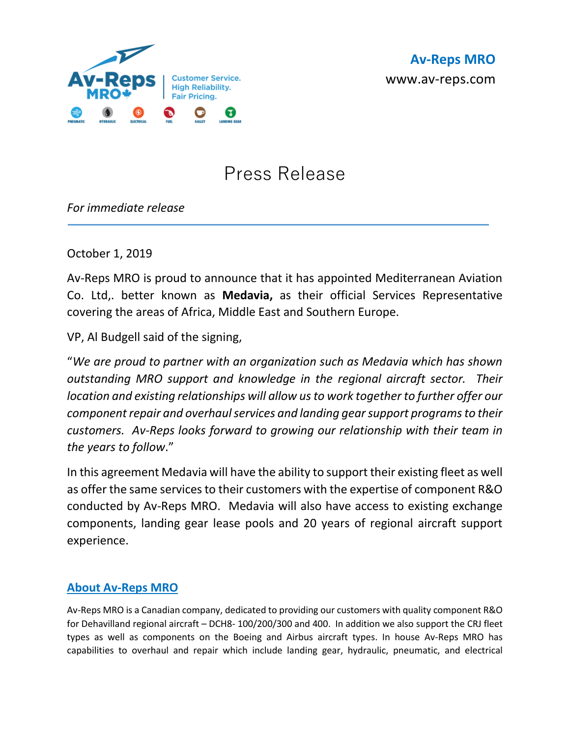**Av-Reps MRO**
www.av-reps.com

Av-Reps MRO

Customer Service.
High Reliability.
Fair Pricing.

PNEUMATIC HYDRAULIC ELECTRICAL FUEL GALLEY LANDING GEAR

# Press Release

*For immediate release*

---

October 1, 2019

Av-Reps MRO is proud to announce that it has appointed Mediterranean Aviation Co. Ltd,. better known as **Medavia,** as their official Services Representative covering the areas of Africa, Middle East and Southern Europe.

VP, Al Budgell said of the signing,

"*We are proud to partner with an organization such as Medavia which has shown outstanding MRO support and knowledge in the regional aircraft sector. Their location and existing relationships will allow us to work together to further offer our component repair and overhaul services and landing gear support programs to their customers. Av-Reps looks forward to growing our relationship with their team in the years to follow*."

In this agreement Medavia will have the ability to support their existing fleet as well as offer the same services to their customers with the expertise of component R&O conducted by Av-Reps MRO. Medavia will also have access to existing exchange components, landing gear lease pools and 20 years of regional aircraft support experience.

## About Av-Reps MRO

Av-Reps MRO is a Canadian company, dedicated to providing our customers with quality component R&O for Dehavilland regional aircraft – DCH8- 100/200/300 and 400. In addition we also support the CRJ fleet types as well as components on the Boeing and Airbus aircraft types. In house Av-Reps MRO has capabilities to overhaul and repair which include landing gear, hydraulic, pneumatic, and electrical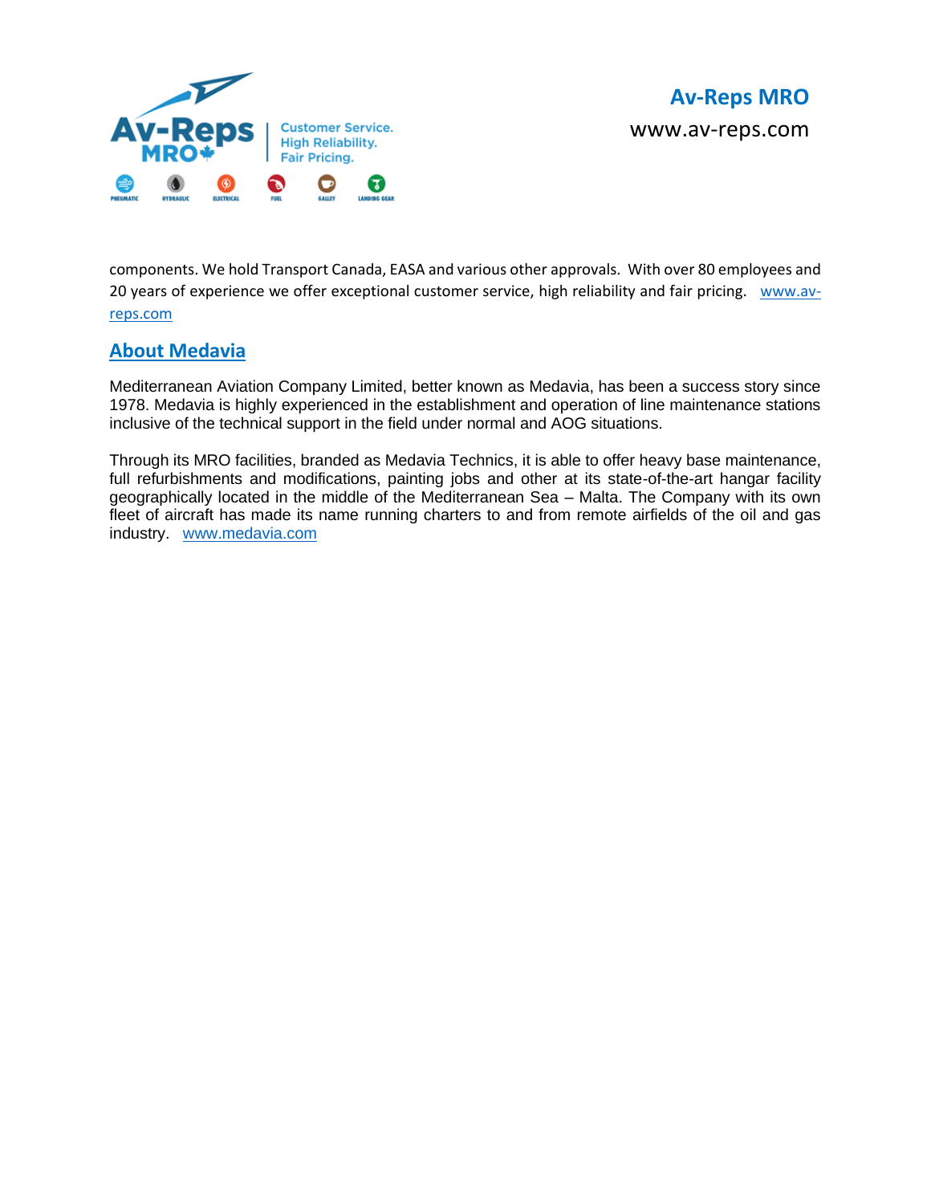components. We hold Transport Canada, EASA and various other approvals. With over 80 employees and 20 years of experience we offer exceptional customer service, high reliability and fair pricing. www.av-reps.com

## About Medavia

Mediterranean Aviation Company Limited, better known as Medavia, has been a success story since 1978. Medavia is highly experienced in the establishment and operation of line maintenance stations inclusive of the technical support in the field under normal and AOG situations.

Through its MRO facilities, branded as Medavia Technics, it is able to offer heavy base maintenance, full refurbishments and modifications, painting jobs and other at its state-of-the-art hangar facility geographically located in the middle of the Mediterranean Sea – Malta. The Company with its own fleet of aircraft has made its name running charters to and from remote airfields of the oil and gas industry. www.medavia.com